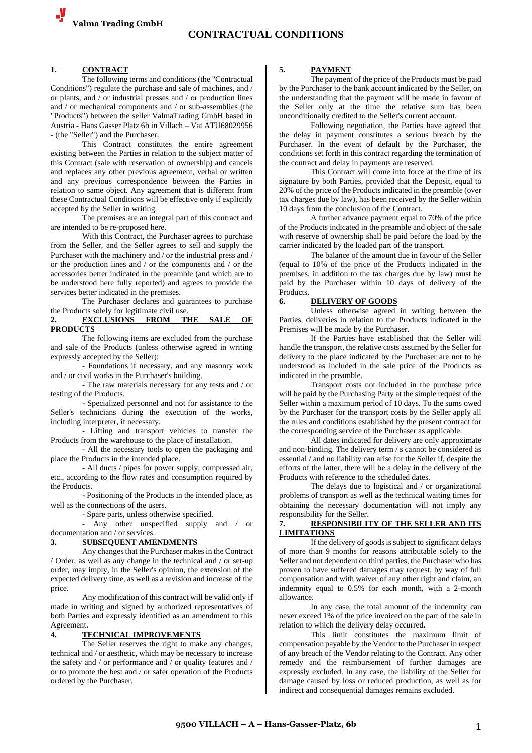**Valma Trading GmbH**

# CONTRACTUAL CONDITIONS

## 1. CONTRACT

The following terms and conditions (the "Contractual Conditions") regulate the purchase and sale of machines, and / or plants, and / or industrial presses and / or production lines and / or mechanical components and / or sub-assemblies (the "Products") between the seller ValmaTrading GmbH based in Austria - Hans Gasser Platz 6b in Villach – Vat ATU68029956 - (the "Seller") and the Purchaser.

This Contract constitutes the entire agreement existing between the Parties in relation to the subject matter of this Contract (sale with reservation of ownership) and cancels and replaces any other previous agreement, verbal or written and any previous correspondence between the Parties in relation to same object. Any agreement that is different from these Contractual Conditions will be effective only if explicitly accepted by the Seller in writing.

The premises are an integral part of this contract and are intended to be re-proposed here.

With this Contract, the Purchaser agrees to purchase from the Seller, and the Seller agrees to sell and supply the Purchaser with the machinery and / or the industrial press and / or the production lines and / or the components and / or the accessories better indicated in the preamble (and which are to be understood here fully reported) and agrees to provide the services better indicated in the premises.

The Purchaser declares and guarantees to purchase the Products solely for legitimate civil use.

## 2. EXCLUSIONS FROM THE SALE OF PRODUCTS

The following items are excluded from the purchase and sale of the Products (unless otherwise agreed in writing expressly accepted by the Seller):

- Foundations if necessary, and any masonry work and / or civil works in the Purchaser's building.
- The raw materials necessary for any tests and / or testing of the Products.
- Specialized personnel and not for assistance to the Seller's technicians during the execution of the works, including interpreter, if necessary.
- Lifting and transport vehicles to transfer the Products from the warehouse to the place of installation.
- All the necessary tools to open the packaging and place the Products in the intended place.
- All ducts / pipes for power supply, compressed air, etc., according to the flow rates and consumption required by the Products.
- Positioning of the Products in the intended place, as well as the connections of the users.
- Spare parts, unless otherwise specified.
- Any other unspecified supply and / or documentation and / or services.

## 3. SUBSEQUENT AMENDMENTS

Any changes that the Purchaser makes in the Contract / Order, as well as any change in the technical and / or set-up order, may imply, in the Seller's opinion, the extension of the expected delivery time, as well as a revision and increase of the price.

Any modification of this contract will be valid only if made in writing and signed by authorized representatives of both Parties and expressly identified as an amendment to this Agreement.

## 4. TECHNICAL IMPROVEMENTS

The Seller reserves the right to make any changes, technical and / or aesthetic, which may be necessary to increase the safety and / or performance and / or quality features and / or to promote the best and / or safer operation of the Products ordered by the Purchaser.

## 5. PAYMENT

The payment of the price of the Products must be paid by the Purchaser to the bank account indicated by the Seller, on the understanding that the payment will be made in favour of the Seller only at the time the relative sum has been unconditionally credited to the Seller's current account.

Following negotiation, the Parties have agreed that the delay in payment constitutes a serious breach by the Purchaser. In the event of default by the Purchaser, the conditions set forth in this contract regarding the termination of the contract and delay in payments are reserved.

This Contract will come into force at the time of its signature by both Parties, provided that the Deposit, equal to 20% of the price of the Products indicated in the preamble (over tax charges due by law), has been received by the Seller within 10 days from the conclusion of the Contract.

A further advance payment equal to 70% of the price of the Products indicated in the preamble and object of the sale with reserve of ownership shall be paid before the load by the carrier indicated by the loaded part of the transport.

The balance of the amount due in favour of the Seller (equal to 10% of the price of the Products indicated in the premises, in addition to the tax charges due by law) must be paid by the Purchaser within 10 days of delivery of the Products.

## 6. DELIVERY OF GOODS

Unless otherwise agreed in writing between the Parties, deliveries in relation to the Products indicated in the Premises will be made by the Purchaser.

If the Parties have established that the Seller will handle the transport, the relative costs assumed by the Seller for delivery to the place indicated by the Purchaser are not to be understood as included in the sale price of the Products as indicated in the preamble.

Transport costs not included in the purchase price will be paid by the Purchasing Party at the simple request of the Seller within a maximum period of 10 days. To the sums owed by the Purchaser for the transport costs by the Seller apply all the rules and conditions established by the present contract for the corresponding service of the Purchaser as applicable.

All dates indicated for delivery are only approximate and non-binding. The delivery term / s cannot be considered as essential / and no liability can arise for the Seller if, despite the efforts of the latter, there will be a delay in the delivery of the Products with reference to the scheduled dates.

The delays due to logistical and / or organizational problems of transport as well as the technical waiting times for obtaining the necessary documentation will not imply any responsibility for the Seller.

## 7. RESPONSIBILITY OF THE SELLER AND ITS LIMITATIONS

If the delivery of goods is subject to significant delays of more than 9 months for reasons attributable solely to the Seller and not dependent on third parties, the Purchaser who has proven to have suffered damages may request, by way of full compensation and with waiver of any other right and claim, an indemnity equal to 0.5% for each month, with a 2-month allowance.

In any case, the total amount of the indemnity can never exceed 1% of the price invoiced on the part of the sale in relation to which the delivery delay occurred.

This limit constitutes the maximum limit of compensation payable by the Vendor to the Purchaser in respect of any breach of the Vendor relating to the Contract. Any other remedy and the reimbursement of further damages are expressly excluded. In any case, the liability of the Seller for damage caused by loss or reduced production, as well as for indirect and consequential damages remains excluded.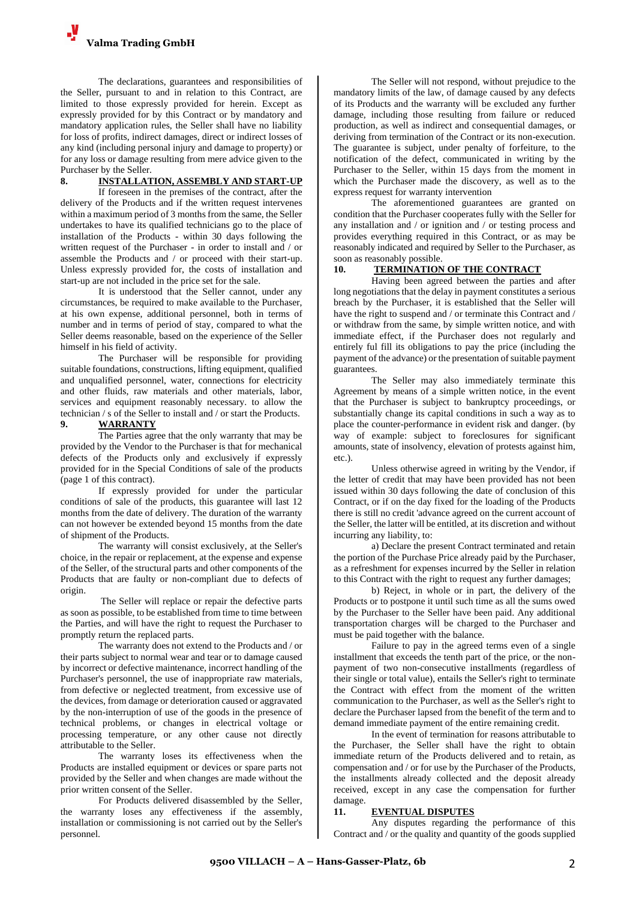The declarations, guarantees and responsibilities of the Seller, pursuant to and in relation to this Contract, are limited to those expressly provided for herein. Except as expressly provided for by this Contract or by mandatory and mandatory application rules, the Seller shall have no liability for loss of profits, indirect damages, direct or indirect losses of any kind (including personal injury and damage to property) or for any loss or damage resulting from mere advice given to the Purchaser by the Seller.

## 8. INSTALLATION, ASSEMBLY AND START-UP

If foreseen in the premises of the contract, after the delivery of the Products and if the written request intervenes within a maximum period of 3 months from the same, the Seller undertakes to have its qualified technicians go to the place of installation of the Products - within 30 days following the written request of the Purchaser - in order to install and / or assemble the Products and / or proceed with their start-up. Unless expressly provided for, the costs of installation and start-up are not included in the price set for the sale.

It is understood that the Seller cannot, under any circumstances, be required to make available to the Purchaser, at his own expense, additional personnel, both in terms of number and in terms of period of stay, compared to what the Seller deems reasonable, based on the experience of the Seller himself in his field of activity.

The Purchaser will be responsible for providing suitable foundations, constructions, lifting equipment, qualified and unqualified personnel, water, connections for electricity and other fluids, raw materials and other materials, labor, services and equipment reasonably necessary. to allow the technician / s of the Seller to install and / or start the Products.

## 9. WARRANTY

The Parties agree that the only warranty that may be provided by the Vendor to the Purchaser is that for mechanical defects of the Products only and exclusively if expressly provided for in the Special Conditions of sale of the products (page 1 of this contract).

If expressly provided for under the particular conditions of sale of the products, this guarantee will last 12 months from the date of delivery. The duration of the warranty can not however be extended beyond 15 months from the date of shipment of the Products.

The warranty will consist exclusively, at the Seller's choice, in the repair or replacement, at the expense and expense of the Seller, of the structural parts and other components of the Products that are faulty or non-compliant due to defects of origin.

The Seller will replace or repair the defective parts as soon as possible, to be established from time to time between the Parties, and will have the right to request the Purchaser to promptly return the replaced parts.

The warranty does not extend to the Products and / or their parts subject to normal wear and tear or to damage caused by incorrect or defective maintenance, incorrect handling of the Purchaser's personnel, the use of inappropriate raw materials, from defective or neglected treatment, from excessive use of the devices, from damage or deterioration caused or aggravated by the non-interruption of use of the goods in the presence of technical problems, or changes in electrical voltage or processing temperature, or any other cause not directly attributable to the Seller.

The warranty loses its effectiveness when the Products are installed equipment or devices or spare parts not provided by the Seller and when changes are made without the prior written consent of the Seller.

For Products delivered disassembled by the Seller, the warranty loses any effectiveness if the assembly, installation or commissioning is not carried out by the Seller's personnel.

The Seller will not respond, without prejudice to the mandatory limits of the law, of damage caused by any defects of its Products and the warranty will be excluded any further damage, including those resulting from failure or reduced production, as well as indirect and consequential damages, or deriving from termination of the Contract or its non-execution. The guarantee is subject, under penalty of forfeiture, to the notification of the defect, communicated in writing by the Purchaser to the Seller, within 15 days from the moment in which the Purchaser made the discovery, as well as to the express request for warranty intervention

The aforementioned guarantees are granted on condition that the Purchaser cooperates fully with the Seller for any installation and / or ignition and / or testing process and provides everything required in this Contract, or as may be reasonably indicated and required by Seller to the Purchaser, as soon as reasonably possible.

## 10. TERMINATION OF THE CONTRACT

Having been agreed between the parties and after long negotiations that the delay in payment constitutes a serious breach by the Purchaser, it is established that the Seller will have the right to suspend and / or terminate this Contract and / or withdraw from the same, by simple written notice, and with immediate effect, if the Purchaser does not regularly and entirely ful fill its obligations to pay the price (including the payment of the advance) or the presentation of suitable payment guarantees.

The Seller may also immediately terminate this Agreement by means of a simple written notice, in the event that the Purchaser is subject to bankruptcy proceedings, or substantially change its capital conditions in such a way as to place the counter-performance in evident risk and danger. (by way of example: subject to foreclosures for significant amounts, state of insolvency, elevation of protests against him, etc.).

Unless otherwise agreed in writing by the Vendor, if the letter of credit that may have been provided has not been issued within 30 days following the date of conclusion of this Contract, or if on the day fixed for the loading of the Products there is still no credit 'advance agreed on the current account of the Seller, the latter will be entitled, at its discretion and without incurring any liability, to:

a) Declare the present Contract terminated and retain the portion of the Purchase Price already paid by the Purchaser, as a refreshment for expenses incurred by the Seller in relation to this Contract with the right to request any further damages;

b) Reject, in whole or in part, the delivery of the Products or to postpone it until such time as all the sums owed by the Purchaser to the Seller have been paid. Any additional transportation charges will be charged to the Purchaser and must be paid together with the balance.

Failure to pay in the agreed terms even of a single installment that exceeds the tenth part of the price, or the non-payment of two non-consecutive installments (regardless of their single or total value), entails the Seller's right to terminate the Contract with effect from the moment of the written communication to the Purchaser, as well as the Seller's right to declare the Purchaser lapsed from the benefit of the term and to demand immediate payment of the entire remaining credit.

In the event of termination for reasons attributable to the Purchaser, the Seller shall have the right to obtain immediate return of the Products delivered and to retain, as compensation and / or for use by the Purchaser of the Products, the installments already collected and the deposit already received, except in any case the compensation for further damage.

## 11. EVENTUAL DISPUTES

Any disputes regarding the performance of this Contract and / or the quality and quantity of the goods supplied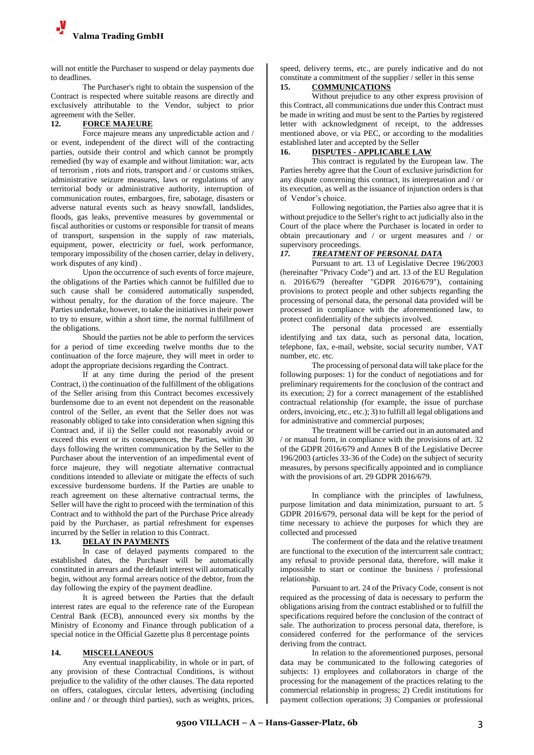will not entitle the Purchaser to suspend or delay payments due to deadlines.

The Purchaser's right to obtain the suspension of the Contract is respected where suitable reasons are directly and exclusively attributable to the Vendor, subject to prior agreement with the Seller.

## 12. FORCE MAJEURE

Force majeure means any unpredictable action and / or event, independent of the direct will of the contracting parties, outside their control and which cannot be promptly remedied (by way of example and without limitation: war, acts of terrorism , riots and riots, transport and / or customs strikes, administrative seizure measures, laws or regulations of any territorial body or administrative authority, interruption of communication routes, embargoes, fire, sabotage, disasters or adverse natural events such as heavy snowfall, landslides, floods, gas leaks, preventive measures by governmental or fiscal authorities or customs or responsible for transit of means of transport, suspension in the supply of raw materials, equipment, power, electricity or fuel, work performance, temporary impossibility of the chosen carrier, delay in delivery, work disputes of any kind) .

Upon the occurrence of such events of force majeure, the obligations of the Parties which cannot be fulfilled due to such cause shall be considered automatically suspended, without penalty, for the duration of the force majeure. The Parties undertake, however, to take the initiatives in their power to try to ensure, within a short time, the normal fulfillment of the obligations.

Should the parties not be able to perform the services for a period of time exceeding twelve months due to the continuation of the force majeure, they will meet in order to adopt the appropriate decisions regarding the Contract.

If at any time during the period of the present Contract, i) the continuation of the fulfillment of the obligations of the Seller arising from this Contract becomes excessively burdensome due to an event not dependent on the reasonable control of the Seller, an event that the Seller does not was reasonably obliged to take into consideration when signing this Contract and, if ii) the Seller could not reasonably avoid or exceed this event or its consequences, the Parties, within 30 days following the written communication by the Seller to the Purchaser about the intervention of an impedimental event of force majeure, they will negotiate alternative contractual conditions intended to alleviate or mitigate the effects of such excessive burdensome burdens. If the Parties are unable to reach agreement on these alternative contractual terms, the Seller will have the right to proceed with the termination of this Contract and to withhold the part of the Purchase Price already paid by the Purchaser, as partial refreshment for expenses incurred by the Seller in relation to this Contract.

## 13. DELAY IN PAYMENTS

In case of delayed payments compared to the established dates, the Purchaser will be automatically constituted in arrears and the default interest will automatically begin, without any formal arrears notice of the debtor, from the day following the expiry of the payment deadline.

It is agreed between the Parties that the default interest rates are equal to the reference rate of the European Central Bank (ECB), announced every six months by the Ministry of Economy and Finance through publication of a special notice in the Official Gazette plus 8 percentage points

## 14. MISCELLANEOUS

Any eventual inapplicability, in whole or in part, of any provision of these Contractual Conditions, is without prejudice to the validity of the other clauses. The data reported on offers, catalogues, circular letters, advertising (including online and / or through third parties), such as weights, prices, speed, delivery terms, etc., are purely indicative and do not constitute a commitment of the supplier / seller in this sense

## 15. COMMUNICATIONS

Without prejudice to any other express provision of this Contract, all communications due under this Contract must be made in writing and must be sent to the Parties by registered letter with acknowledgment of receipt, to the addresses mentioned above, or via PEC, or according to the modalities established later and accepted by the Seller

## 16. DISPUTES - APPLICABLE LAW

This contract is regulated by the European law. The Parties hereby agree that the Court of exclusive jurisdiction for any dispute concerning this contract, its interpretation and / or its execution, as well as the issuance of injunction orders is that of Vendor's choice.

Following negotiation, the Parties also agree that it is without prejudice to the Seller's right to act judicially also in the Court of the place where the Purchaser is located in order to obtain precautionary and / or urgent measures and / or supervisory proceedings.

## *17. TREATMENT OF PERSONAL DATA*

Pursuant to art. 13 of Legislative Decree 196/2003 (hereinafter "Privacy Code") and art. 13 of the EU Regulation n. 2016/679 (hereafter "GDPR 2016/679"), containing provisions to protect people and other subjects regarding the processing of personal data, the personal data provided will be processed in compliance with the aforementioned law, to protect confidentiality of the subjects involved.

The personal data processed are essentially identifying and tax data, such as personal data, location, telephone, fax, e-mail, website, social security number, VAT number, etc. etc.

The processing of personal data will take place for the following purposes: 1) for the conduct of negotiations and for preliminary requirements for the conclusion of the contract and its execution; 2) for a correct management of the established contractual relationship (for example, the issue of purchase orders, invoicing, etc., etc.); 3) to fulfill all legal obligations and for administrative and commercial purposes;

The treatment will be carried out in an automated and / or manual form, in compliance with the provisions of art. 32 of the GDPR 2016/679 and Annex B of the Legislative Decree 196/2003 (articles 33-36 of the Code) on the subject of security measures, by persons specifically appointed and in compliance with the provisions of art. 29 GDPR 2016/679.

In compliance with the principles of lawfulness, purpose limitation and data minimization, pursuant to art. 5 GDPR 2016/679, personal data will be kept for the period of time necessary to achieve the purposes for which they are collected and processed

The conferment of the data and the relative treatment are functional to the execution of the intercurrent sale contract; any refusal to provide personal data, therefore, will make it impossible to start or continue the business / professional relationship.

Pursuant to art. 24 of the Privacy Code, consent is not required as the processing of data is necessary to perform the obligations arising from the contract established or to fulfill the specifications required before the conclusion of the contract of sale. The authorization to process personal data, therefore, is considered conferred for the performance of the services deriving from the contract.

In relation to the aforementioned purposes, personal data may be communicated to the following categories of subjects: 1) employees and collaborators in charge of the processing for the management of the practices relating to the commercial relationship in progress; 2) Credit institutions for payment collection operations; 3) Companies or professional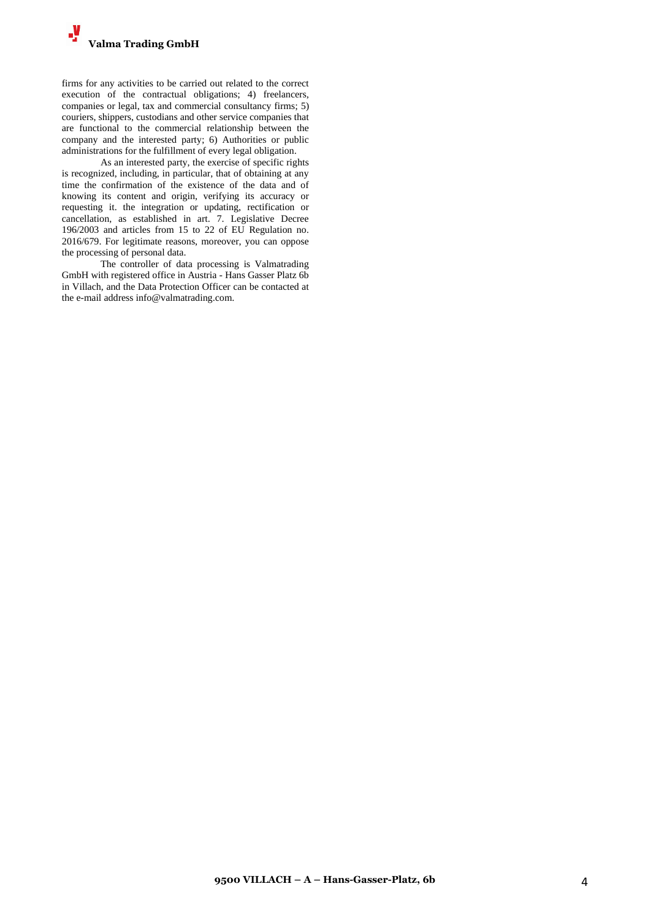firms for any activities to be carried out related to the correct execution of the contractual obligations; 4) freelancers, companies or legal, tax and commercial consultancy firms; 5) couriers, shippers, custodians and other service companies that are functional to the commercial relationship between the company and the interested party; 6) Authorities or public administrations for the fulfillment of every legal obligation.

As an interested party, the exercise of specific rights is recognized, including, in particular, that of obtaining at any time the confirmation of the existence of the data and of knowing its content and origin, verifying its accuracy or requesting it. the integration or updating, rectification or cancellation, as established in art. 7. Legislative Decree 196/2003 and articles from 15 to 22 of EU Regulation no. 2016/679. For legitimate reasons, moreover, you can oppose the processing of personal data.

The controller of data processing is Valmatrading GmbH with registered office in Austria - Hans Gasser Platz 6b in Villach, and the Data Protection Officer can be contacted at the e-mail address info@valmatrading.com.